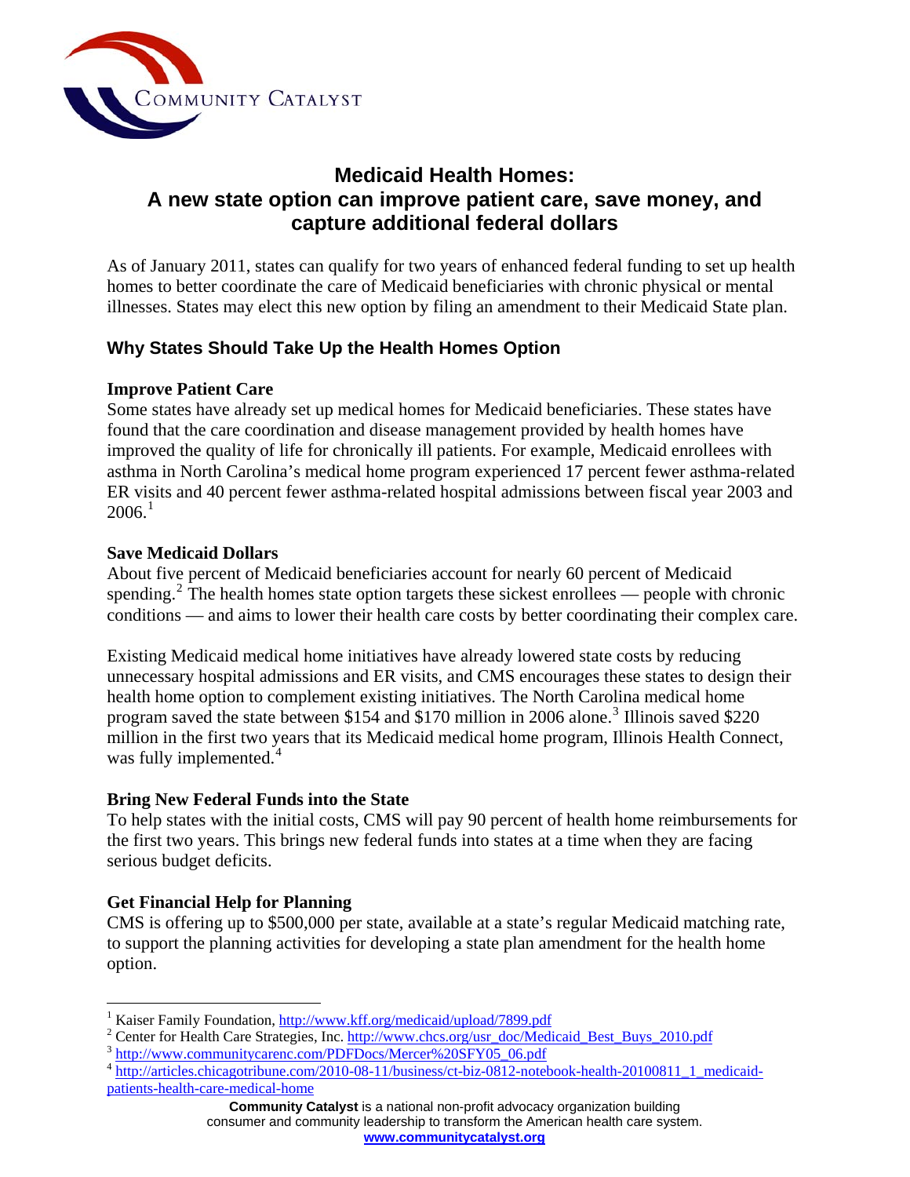# Medicaid Health Homes: A new state option can improve patient care, save money, and capture additional federal dollars

As of January 2011, states can qualify for two years of enhanced federal funding to set up health homes to better coordinate the care of Medicaid beneficiaries with chronic physical or mental illnesses. States may elect this new option by filing an amendment to their Medicaid State plan.

## Why States Should Take Up the Health Homes Option

### Improve Patient Care

Some states have already set up medical homes for Medicaid beneficiaries. These states have found that the care coordination and disease management provided by health homes have improved the quality of life for chronically ill patients. For example, Medicaid enrollees with asthma in North Carolina's medical home program experienced 17 percent fewer asthma-related ER visits and 40 percent fewer asthma-related hospital admissions between fiscal year 2003 and 2006.[1]

### Save Medicaid Dollars

About five percent of Medicaid beneficiaries account for nearly 60 percent of Medicaid spending.[2] The health homes state option targets these sickest enrollees — people with chronic conditions — and aims to lower their health care costs by better coordinating their complex care.

Existing Medicaid medical home initiatives have already lowered state costs by reducing unnecessary hospital admissions and ER visits, and CMS encourages these states to design their health home option to complement existing initiatives. The North Carolina medical home program saved the state between $154 and $170 million in 2006 alone.[3] Illinois saved $220 million in the first two years that its Medicaid medical home program, Illinois Health Connect, was fully implemented.[4]

### Bring New Federal Funds into the State

To help states with the initial costs, CMS will pay 90 percent of health home reimbursements for the first two years. This brings new federal funds into states at a time when they are facing serious budget deficits.

### Get Financial Help for Planning

CMS is offering up to $500,000 per state, available at a state's regular Medicaid matching rate, to support the planning activities for developing a state plan amendment for the health home option.

---

[1] Kaiser Family Foundation, http://www.kff.org/medicaid/upload/7899.pdf

[2] Center for Health Care Strategies, Inc. http://www.chcs.org/usr_doc/Medicaid_Best_Buys_2010.pdf

[3] http://www.communitycarenc.com/PDFDocs/Mercer%20SFY05_06.pdf

[4] http://articles.chicagotribune.com/2010-08-11/business/ct-biz-0812-notebook-health-20100811_1_medicaid-patients-health-care-medical-home

**Community Catalyst** is a national non-profit advocacy organization building consumer and community leadership to transform the American health care system.
**www.communitycatalyst.org**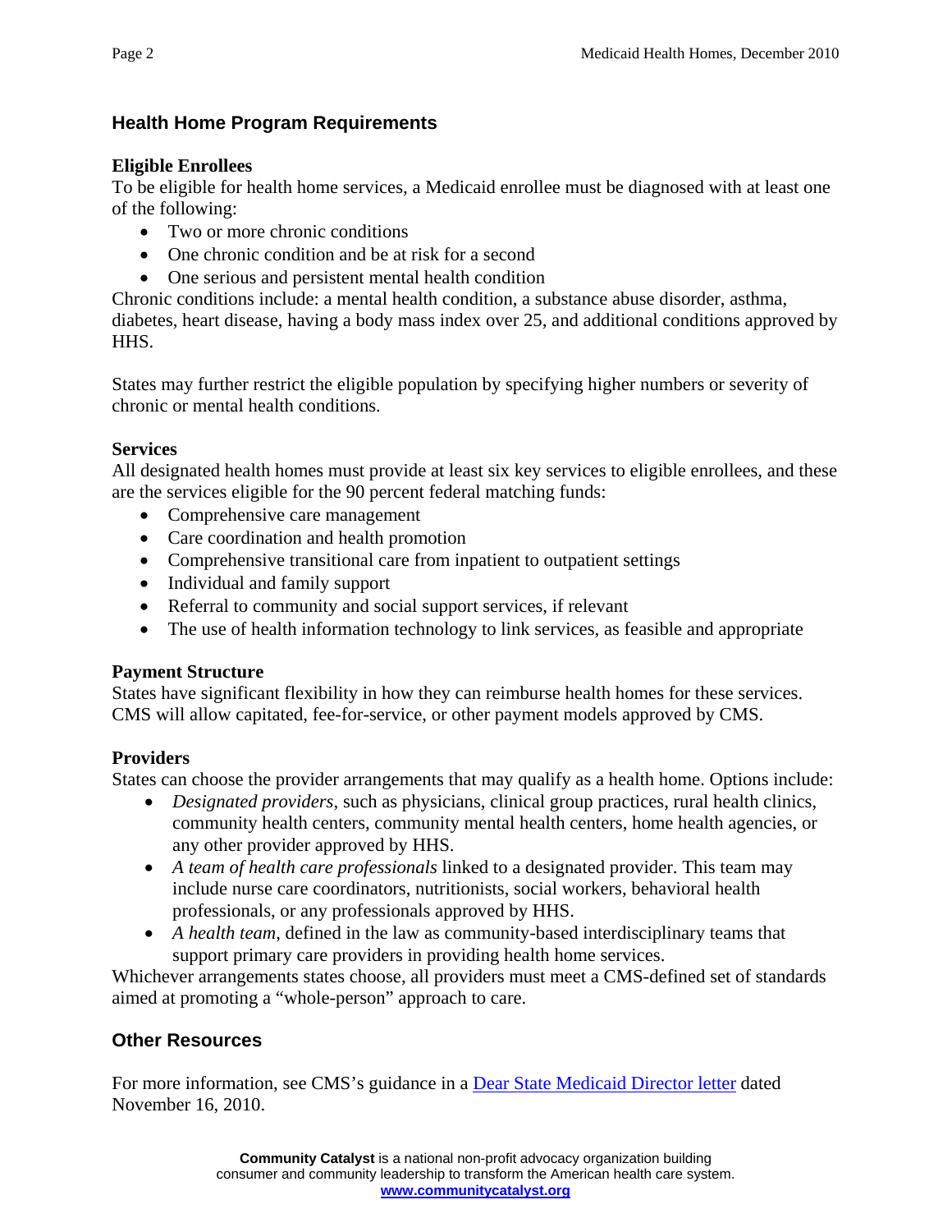## Health Home Program Requirements

### Eligible Enrollees

To be eligible for health home services, a Medicaid enrollee must be diagnosed with at least one of the following:

- Two or more chronic conditions
- One chronic condition and be at risk for a second
- One serious and persistent mental health condition

Chronic conditions include: a mental health condition, a substance abuse disorder, asthma, diabetes, heart disease, having a body mass index over 25, and additional conditions approved by HHS.

States may further restrict the eligible population by specifying higher numbers or severity of chronic or mental health conditions.

### Services

All designated health homes must provide at least six key services to eligible enrollees, and these are the services eligible for the 90 percent federal matching funds:

- Comprehensive care management
- Care coordination and health promotion
- Comprehensive transitional care from inpatient to outpatient settings
- Individual and family support
- Referral to community and social support services, if relevant
- The use of health information technology to link services, as feasible and appropriate

### Payment Structure

States have significant flexibility in how they can reimburse health homes for these services. CMS will allow capitated, fee-for-service, or other payment models approved by CMS.

### Providers

States can choose the provider arrangements that may qualify as a health home. Options include:

- *Designated providers*, such as physicians, clinical group practices, rural health clinics, community health centers, community mental health centers, home health agencies, or any other provider approved by HHS.
- *A team of health care professionals* linked to a designated provider. This team may include nurse care coordinators, nutritionists, social workers, behavioral health professionals, or any professionals approved by HHS.
- *A health team*, defined in the law as community-based interdisciplinary teams that support primary care providers in providing health home services.

Whichever arrangements states choose, all providers must meet a CMS-defined set of standards aimed at promoting a "whole-person" approach to care.

## Other Resources

For more information, see CMS's guidance in a Dear State Medicaid Director letter dated November 16, 2010.

**Community Catalyst** is a national non-profit advocacy organization building consumer and community leadership to transform the American health care system.
**www.communitycatalyst.org**